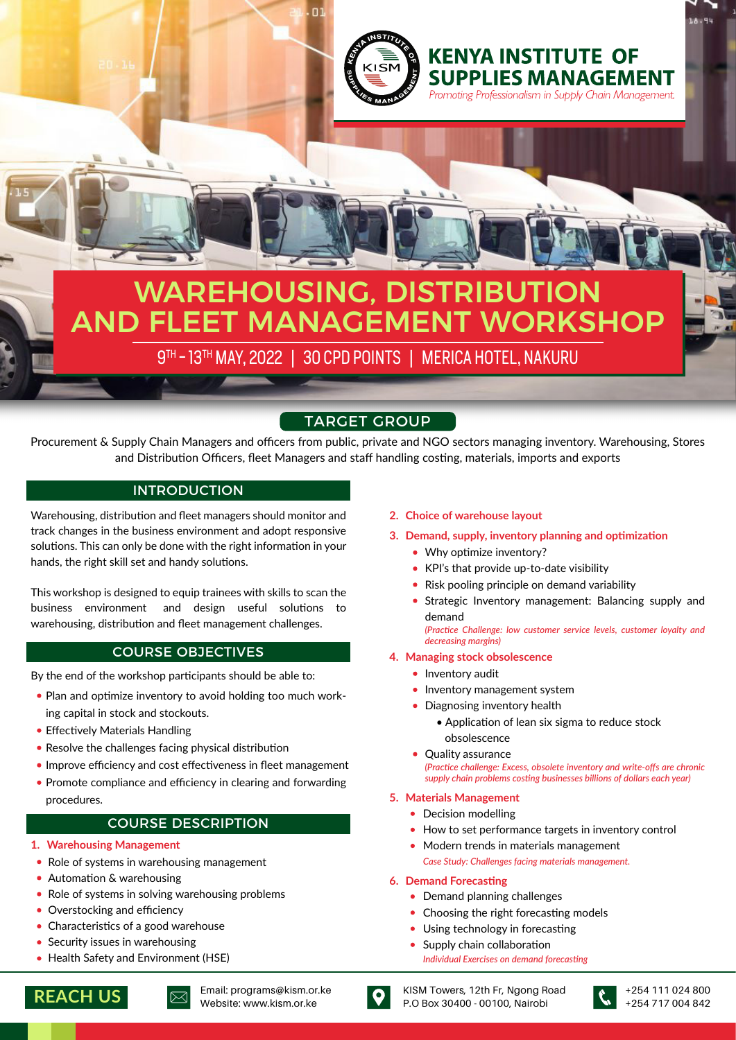**KENYA INSTITUTE OF SUPPLIES MANAGEMENT**

*Promoting Professionalism in Supply Chain Management.*

# WAREHOUSING, DISTRIBUTION AND FLEET MANAGEMENT WORKSHOP

9TH – 13TH MAY, 2022 | 30 CPD POINTS | MERICA HOTEL, NAKURU

## TARGET GROUP

Procurement & Supply Chain Managers and officers from public, private and NGO sectors managing inventory. Warehousing, Stores and Distribution Officers, fleet Managers and staff handling costing, materials, imports and exports

## INTRODUCTION

Warehousing, distribution and fleet managers should monitor and track changes in the business environment and adopt responsive solutions. This can only be done with the right information in your hands, the right skill set and handy solutions.

This workshop is designed to equip trainees with skills to scan the business environment and design useful solutions to warehousing, distribution and fleet management challenges.

## COURSE OBJECTIVES

By the end of the workshop participants should be able to:

- Plan and optimize inventory to avoid holding too much working capital in stock and stockouts.
- Effectively Materials Handling
- Resolve the challenges facing physical distribution
- Improve efficiency and cost effectiveness in fleet management
- Promote compliance and efficiency in clearing and forwarding procedures.

## COURSE DESCRIPTION

1. **Warehousing Management**
   - Role of systems in warehousing management
   - Automation & warehousing
   - Role of systems in solving warehousing problems
   - Overstocking and efficiency
   - Characteristics of a good warehouse
   - Security issues in warehousing
   - Health Safety and Environment (HSE)
2. **Choice of warehouse layout**
3. **Demand, supply, inventory planning and optimization**
   - Why optimize inventory?
   - KPI's that provide up-to-date visibility
   - Risk pooling principle on demand variability
   - Strategic Inventory management: Balancing supply and demand

     *(Practice Challenge: low customer service levels, customer loyalty and decreasing margins)*
4. **Managing stock obsolescence**
   - Inventory audit
   - Inventory management system
   - Diagnosing inventory health
     - Application of lean six sigma to reduce stock obsolescence
   - Quality assurance

     *(Practice challenge: Excess, obsolete inventory and write-offs are chronic supply chain problems costing businesses billions of dollars each year)*
5. **Materials Management**
   - Decision modelling
   - How to set performance targets in inventory control
   - Modern trends in materials management

     *Case Study: Challenges facing materials management.*
6. **Demand Forecasting**
   - Demand planning challenges
   - Choosing the right forecasting models
   - Using technology in forecasting
   - Supply chain collaboration

     *Individual Exercises on demand forecasting*

## REACH US

Email: programs@kism.or.ke
Website: www.kism.or.ke

KISM Towers, 12th Fr, Ngong Road
P.O Box 30400 - 00100, Nairobi

+254 111 024 800
+254 717 004 842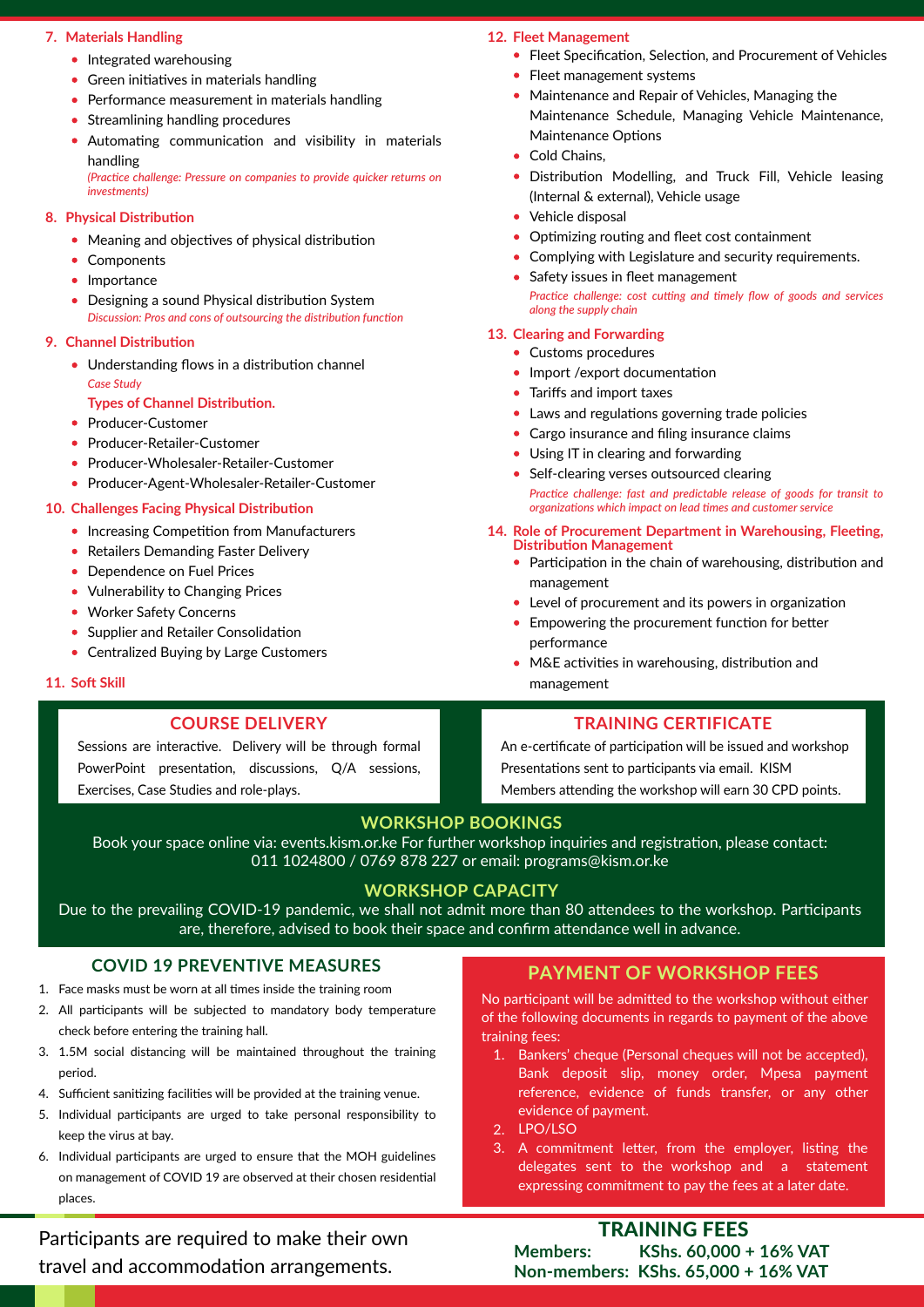### 7. Materials Handling

- Integrated warehousing
- Green initiatives in materials handling
- Performance measurement in materials handling
- Streamlining handling procedures
- Automating communication and visibility in materials handling

  *(Practice challenge: Pressure on companies to provide quicker returns on investments)*

### 8. Physical Distribution

- Meaning and objectives of physical distribution
- Components
- Importance
- Designing a sound Physical distribution System

  *Discussion: Pros and cons of outsourcing the distribution function*

### 9. Channel Distribution

- Understanding flows in a distribution channel

  *Case Study*

  **Types of Channel Distribution.**

- Producer-Customer
- Producer-Retailer-Customer
- Producer-Wholesaler-Retailer-Customer
- Producer-Agent-Wholesaler-Retailer-Customer

### 10. Challenges Facing Physical Distribution

- Increasing Competition from Manufacturers
- Retailers Demanding Faster Delivery
- Dependence on Fuel Prices
- Vulnerability to Changing Prices
- Worker Safety Concerns
- Supplier and Retailer Consolidation
- Centralized Buying by Large Customers

### 11. Soft Skill

### 12. Fleet Management

- Fleet Specification, Selection, and Procurement of Vehicles
- Fleet management systems
- Maintenance and Repair of Vehicles, Managing the Maintenance Schedule, Managing Vehicle Maintenance, Maintenance Options
- Cold Chains,
- Distribution Modelling, and Truck Fill, Vehicle leasing (Internal & external), Vehicle usage
- Vehicle disposal
- Optimizing routing and fleet cost containment
- Complying with Legislature and security requirements.
- Safety issues in fleet management

  *Practice challenge: cost cutting and timely flow of goods and services along the supply chain*

### 13. Clearing and Forwarding

- Customs procedures
- Import /export documentation
- Tariffs and import taxes
- Laws and regulations governing trade policies
- Cargo insurance and filing insurance claims
- Using IT in clearing and forwarding
- Self-clearing verses outsourced clearing

  *Practice challenge: fast and predictable release of goods for transit to organizations which impact on lead times and customer service*

### 14. Role of Procurement Department in Warehousing, Fleeting, Distribution Management

- Participation in the chain of warehousing, distribution and management
- Level of procurement and its powers in organization
- Empowering the procurement function for better performance
- M&E activities in warehousing, distribution and management

## COURSE DELIVERY

Sessions are interactive. Delivery will be through formal PowerPoint presentation, discussions, Q/A sessions, Exercises, Case Studies and role-plays.

## TRAINING CERTIFICATE

An e-certificate of participation will be issued and workshop Presentations sent to participants via email. KISM Members attending the workshop will earn 30 CPD points.

## WORKSHOP BOOKINGS

Book your space online via: events.kism.or.ke For further workshop inquiries and registration, please contact: 011 1024800 / 0769 878 227 or email: programs@kism.or.ke

## WORKSHOP CAPACITY

Due to the prevailing COVID-19 pandemic, we shall not admit more than 80 attendees to the workshop. Participants are, therefore, advised to book their space and confirm attendance well in advance.

## COVID 19 PREVENTIVE MEASURES

1. Face masks must be worn at all times inside the training room
2. All participants will be subjected to mandatory body temperature check before entering the training hall.
3. 1.5M social distancing will be maintained throughout the training period.
4. Sufficient sanitizing facilities will be provided at the training venue.
5. Individual participants are urged to take personal responsibility to keep the virus at bay.
6. Individual participants are urged to ensure that the MOH guidelines on management of COVID 19 are observed at their chosen residential places.

## PAYMENT OF WORKSHOP FEES

No participant will be admitted to the workshop without either of the following documents in regards to payment of the above training fees:

1. Bankers' cheque (Personal cheques will not be accepted), Bank deposit slip, money order, Mpesa payment reference, evidence of funds transfer, or any other evidence of payment.
2. LPO/LSO
3. A commitment letter, from the employer, listing the delegates sent to the workshop and a statement expressing commitment to pay the fees at a later date.

Participants are required to make their own travel and accommodation arrangements.

## TRAINING FEES

**Members: KShs. 60,000 + 16% VAT**

**Non-members: KShs. 65,000 + 16% VAT**